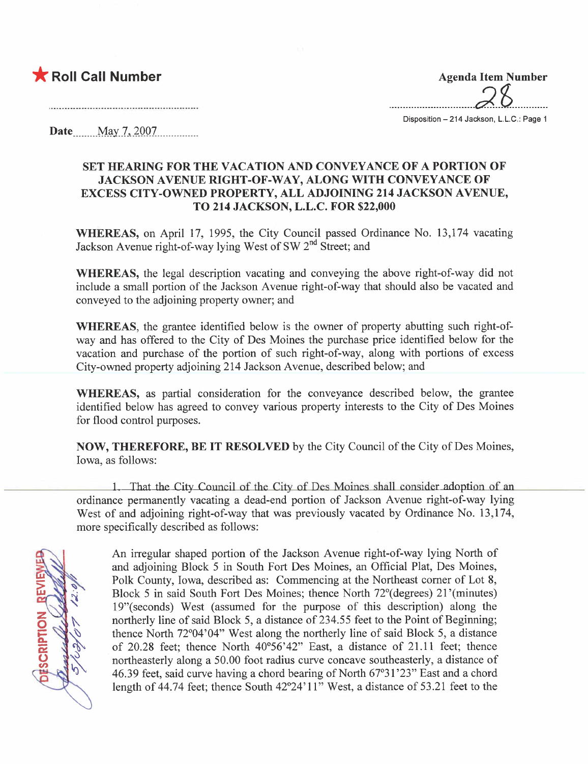★ **Roll Call Number**

**Agenda Item Number**

28

Disposition – 214 Jackson, L.L.C.: Page 1

**Date** May 7, 2007

## SET HEARING FOR THE VACATION AND CONVEYANCE OF A PORTION OF JACKSON AVENUE RIGHT-OF-WAY, ALONG WITH CONVEYANCE OF EXCESS CITY-OWNED PROPERTY, ALL ADJOINING 214 JACKSON AVENUE, TO 214 JACKSON, L.L.C. FOR $22,000

**WHEREAS,** on April 17, 1995, the City Council passed Ordinance No. 13,174 vacating Jackson Avenue right-of-way lying West of SW 2nd Street; and

**WHEREAS,** the legal description vacating and conveying the above right-of-way did not include a small portion of the Jackson Avenue right-of-way that should also be vacated and conveyed to the adjoining property owner; and

**WHEREAS**, the grantee identified below is the owner of property abutting such right-of-way and has offered to the City of Des Moines the purchase price identified below for the vacation and purchase of the portion of such right-of-way, along with portions of excess City-owned property adjoining 214 Jackson Avenue, described below; and

**WHEREAS,** as partial consideration for the conveyance described below, the grantee identified below has agreed to convey various property interests to the City of Des Moines for flood control purposes.

**NOW, THEREFORE, BE IT RESOLVED** by the City Council of the City of Des Moines, Iowa, as follows:

1. That the City Council of the City of Des Moines shall consider adoption of an ordinance permanently vacating a dead-end portion of Jackson Avenue right-of-way lying West of and adjoining right-of-way that was previously vacated by Ordinance No. 13,174, more specifically described as follows:

DESCRIPTION REVIEWED 5/02/07 12:0

An irregular shaped portion of the Jackson Avenue right-of-way lying North of and adjoining Block 5 in South Fort Des Moines, an Official Plat, Des Moines, Polk County, Iowa, described as: Commencing at the Northeast corner of Lot 8, Block 5 in said South Fort Des Moines; thence North 72°(degrees) 21'(minutes) 19"(seconds) West (assumed for the purpose of this description) along the northerly line of said Block 5, a distance of 234.55 feet to the Point of Beginning; thence North 72°04'04" West along the northerly line of said Block 5, a distance of 20.28 feet; thence North 40°56'42" East, a distance of 21.11 feet; thence northeasterly along a 50.00 foot radius curve concave southeasterly, a distance of 46.39 feet, said curve having a chord bearing of North 67°31'23" East and a chord length of 44.74 feet; thence South 42°24'11" West, a distance of 53.21 feet to the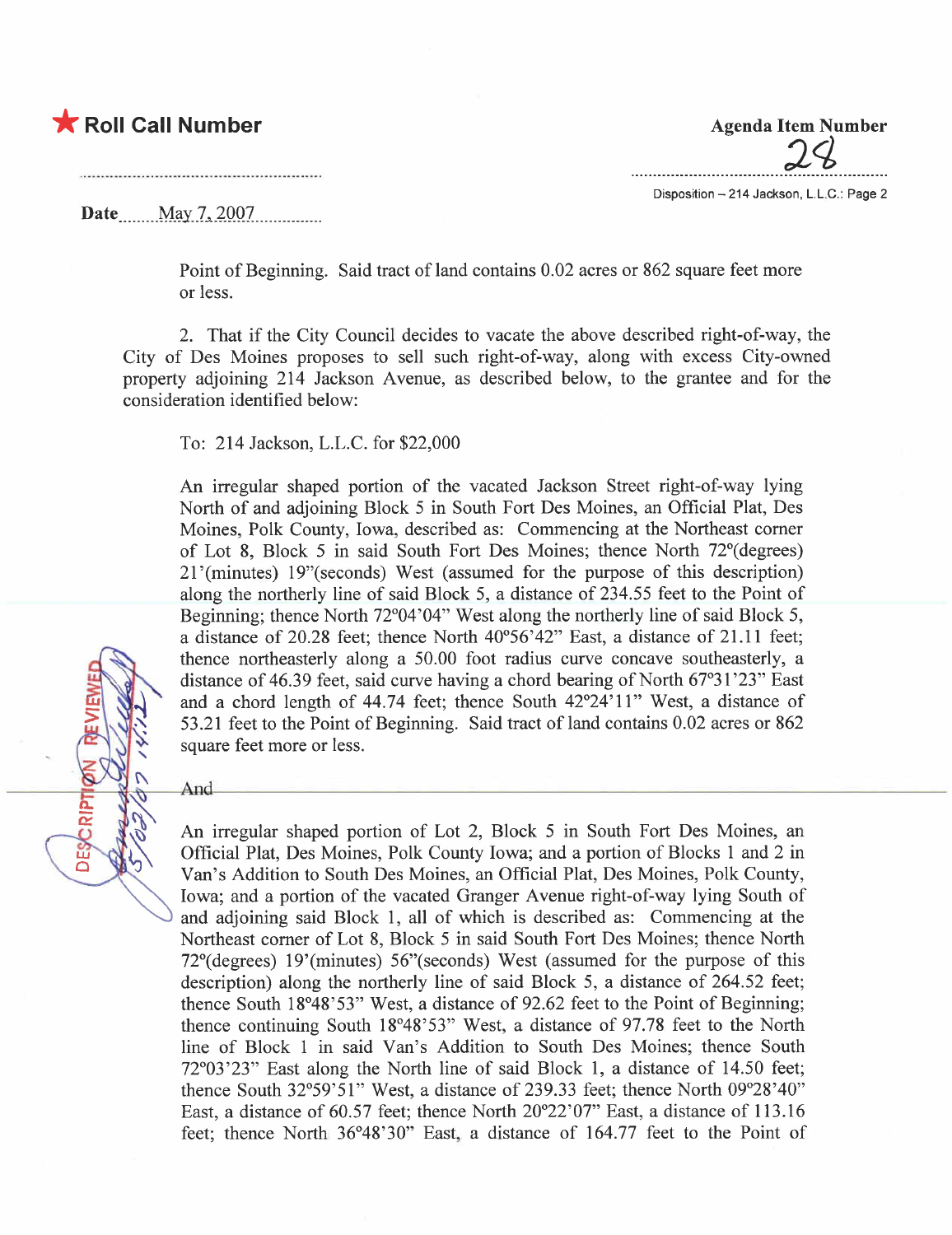Point of Beginning. Said tract of land contains 0.02 acres or 862 square feet more or less.

2. That if the City Council decides to vacate the above described right-of-way, the City of Des Moines proposes to sell such right-of-way, along with excess City-owned property adjoining 214 Jackson Avenue, as described below, to the grantee and for the consideration identified below:

To: 214 Jackson, L.L.C. for $22,000

An irregular shaped portion of the vacated Jackson Street right-of-way lying North of and adjoining Block 5 in South Fort Des Moines, an Official Plat, Des Moines, Polk County, Iowa, described as: Commencing at the Northeast corner of Lot 8, Block 5 in said South Fort Des Moines; thence North 72°(degrees) 21'(minutes) 19"(seconds) West (assumed for the purpose of this description) along the northerly line of said Block 5, a distance of 234.55 feet to the Point of Beginning; thence North 72°04'04" West along the northerly line of said Block 5, a distance of 20.28 feet; thence North 40°56'42" East, a distance of 21.11 feet; thence northeasterly along a 50.00 foot radius curve concave southeasterly, a distance of 46.39 feet, said curve having a chord bearing of North 67°31'23" East and a chord length of 44.74 feet; thence South 42°24'11" West, a distance of 53.21 feet to the Point of Beginning. Said tract of land contains 0.02 acres or 862 square feet more or less.

And

An irregular shaped portion of Lot 2, Block 5 in South Fort Des Moines, an Official Plat, Des Moines, Polk County Iowa; and a portion of Blocks 1 and 2 in Van's Addition to South Des Moines, an Official Plat, Des Moines, Polk County, Iowa; and a portion of the vacated Granger Avenue right-of-way lying South of and adjoining said Block 1, all of which is described as: Commencing at the Northeast corner of Lot 8, Block 5 in said South Fort Des Moines; thence North 72°(degrees) 19'(minutes) 56"(seconds) West (assumed for the purpose of this description) along the northerly line of said Block 5, a distance of 264.52 feet; thence South 18°48'53" West, a distance of 92.62 feet to the Point of Beginning; thence continuing South 18°48'53" West, a distance of 97.78 feet to the North line of Block 1 in said Van's Addition to South Des Moines; thence South 72°03'23" East along the North line of said Block 1, a distance of 14.50 feet; thence South 32°59'51" West, a distance of 239.33 feet; thence North 09°28'40" East, a distance of 60.57 feet; thence North 20°22'07" East, a distance of 113.16 feet; thence North 36°48'30" East, a distance of 164.77 feet to the Point of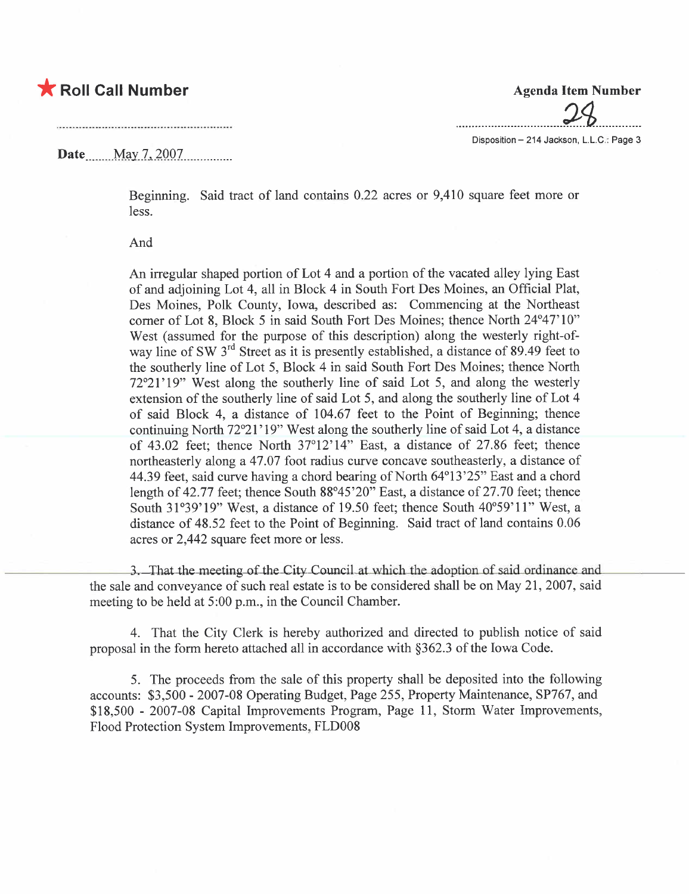Beginning. Said tract of land contains 0.22 acres or 9,410 square feet more or less.

And

An irregular shaped portion of Lot 4 and a portion of the vacated alley lying East of and adjoining Lot 4, all in Block 4 in South Fort Des Moines, an Official Plat, Des Moines, Polk County, Iowa, described as: Commencing at the Northeast corner of Lot 8, Block 5 in said South Fort Des Moines; thence North 24°47'10" West (assumed for the purpose of this description) along the westerly right-of-way line of SW 3rd Street as it is presently established, a distance of 89.49 feet to the southerly line of Lot 5, Block 4 in said South Fort Des Moines; thence North 72°21'19" West along the southerly line of said Lot 5, and along the westerly extension of the southerly line of said Lot 5, and along the southerly line of Lot 4 of said Block 4, a distance of 104.67 feet to the Point of Beginning; thence continuing North 72°21'19" West along the southerly line of said Lot 4, a distance of 43.02 feet; thence North 37°12'14" East, a distance of 27.86 feet; thence northeasterly along a 47.07 foot radius curve concave southeasterly, a distance of 44.39 feet, said curve having a chord bearing of North 64°13'25" East and a chord length of 42.77 feet; thence South 88°45'20" East, a distance of 27.70 feet; thence South 31°39'19" West, a distance of 19.50 feet; thence South 40°59'11" West, a distance of 48.52 feet to the Point of Beginning. Said tract of land contains 0.06 acres or 2,442 square feet more or less.

3. That the meeting of the City Council at which the adoption of said ordinance and the sale and conveyance of such real estate is to be considered shall be on May 21, 2007, said meeting to be held at 5:00 p.m., in the Council Chamber.

4. That the City Clerk is hereby authorized and directed to publish notice of said proposal in the form hereto attached all in accordance with §362.3 of the Iowa Code.

5. The proceeds from the sale of this property shall be deposited into the following accounts: $3,500 - 2007-08 Operating Budget, Page 255, Property Maintenance, SP767, and $18,500 - 2007-08 Capital Improvements Program, Page 11, Storm Water Improvements, Flood Protection System Improvements, FLD008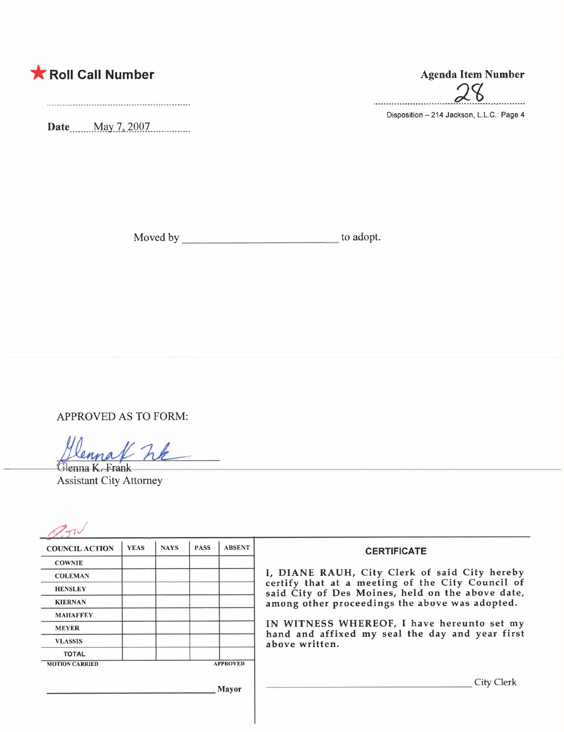★ **Roll Call Number**

**Date** May 7, 2007

**Agenda Item Number**

28

Disposition – 214 Jackson, L.L.C.: Page 4

Moved by ______________________ to adopt.

APPROVED AS TO FORM:

Glenna K. Frank
Assistant City Attorney

| COUNCIL ACTION | YEAS | NAYS | PASS | ABSENT |
| --- | --- | --- | --- | --- |
| COWNIE | | | | |
| COLEMAN | | | | |
| HENSLEY | | | | |
| KIERNAN | | | | |
| MAHAFFEY | | | | |
| MEYER | | | | |
| VLASSIS | | | | |
| TOTAL | | | | |

MOTION CARRIED APPROVED

______________________ Mayor

**CERTIFICATE**

I, DIANE RAUH, City Clerk of said City hereby certify that at a meeting of the City Council of said City of Des Moines, held on the above date, among other proceedings the above was adopted.

IN WITNESS WHEREOF, I have hereunto set my hand and affixed my seal the day and year first above written.

______________________ City Clerk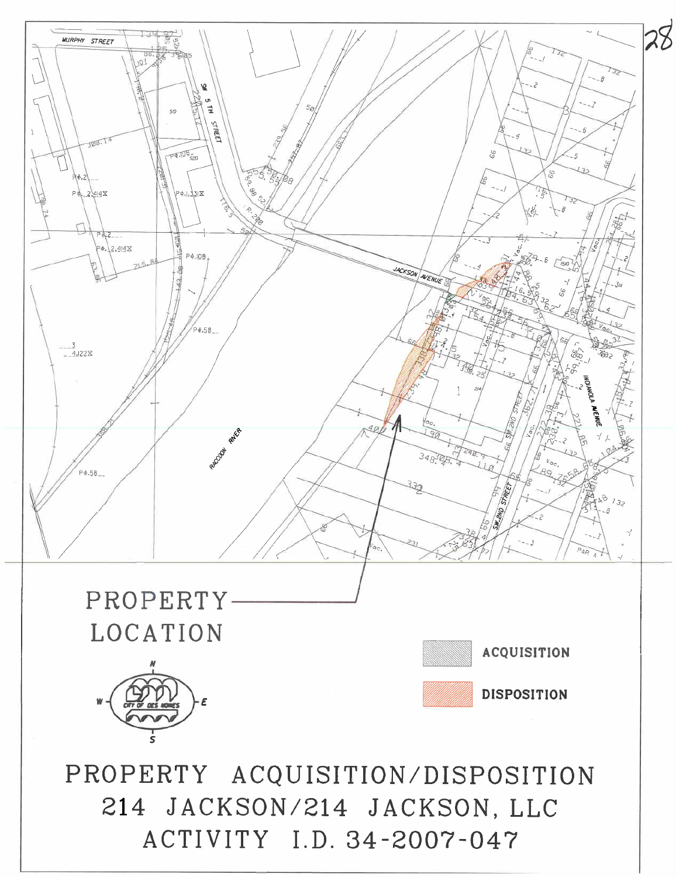PROPERTY LOCATION

ACQUISITION

DISPOSITION

# PROPERTY ACQUISITION/DISPOSITION
# 214 JACKSON/214 JACKSON, LLC
# ACTIVITY I.D. 34-2007-047